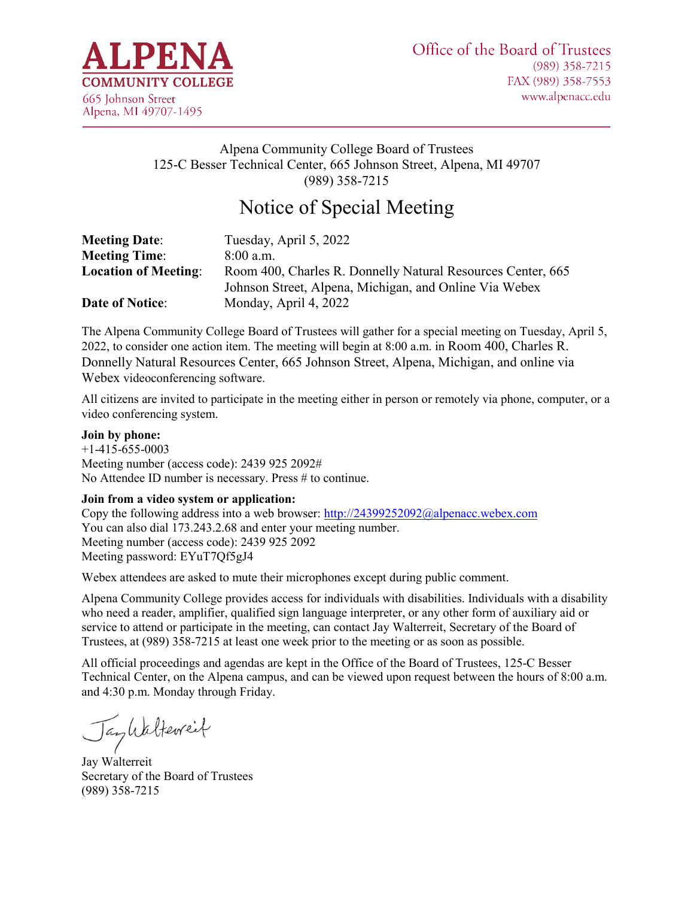**ALPENA COMMUNITY COLLEGE**
665 Johnson Street
Alpena, MI 49707-1495

Office of the Board of Trustees
(989) 358-7215
FAX (989) 358-7553
www.alpenacc.edu

Alpena Community College Board of Trustees
125-C Besser Technical Center, 665 Johnson Street, Alpena, MI 49707
(989) 358-7215

# Notice of Special Meeting

| | |
|---|---|
| **Meeting Date**: | Tuesday, April 5, 2022 |
| **Meeting Time**: | 8:00 a.m. |
| **Location of Meeting**: | Room 400, Charles R. Donnelly Natural Resources Center, 665 Johnson Street, Alpena, Michigan, and Online Via Webex |
| **Date of Notice**: | Monday, April 4, 2022 |

The Alpena Community College Board of Trustees will gather for a special meeting on Tuesday, April 5, 2022, to consider one action item. The meeting will begin at 8:00 a.m. in Room 400, Charles R. Donnelly Natural Resources Center, 665 Johnson Street, Alpena, Michigan, and online via Webex videoconferencing software.

All citizens are invited to participate in the meeting either in person or remotely via phone, computer, or a video conferencing system.

**Join by phone:**
+1-415-655-0003
Meeting number (access code): 2439 925 2092#
No Attendee ID number is necessary. Press # to continue.

**Join from a video system or application:**
Copy the following address into a web browser: http://24399252092@alpenacc.webex.com
You can also dial 173.243.2.68 and enter your meeting number.
Meeting number (access code): 2439 925 2092
Meeting password: EYuT7Qf5gJ4

Webex attendees are asked to mute their microphones except during public comment.

Alpena Community College provides access for individuals with disabilities. Individuals with a disability who need a reader, amplifier, qualified sign language interpreter, or any other form of auxiliary aid or service to attend or participate in the meeting, can contact Jay Walterreit, Secretary of the Board of Trustees, at (989) 358-7215 at least one week prior to the meeting or as soon as possible.

All official proceedings and agendas are kept in the Office of the Board of Trustees, 125-C Besser Technical Center, on the Alpena campus, and can be viewed upon request between the hours of 8:00 a.m. and 4:30 p.m. Monday through Friday.

Jay Walterreit
Secretary of the Board of Trustees
(989) 358-7215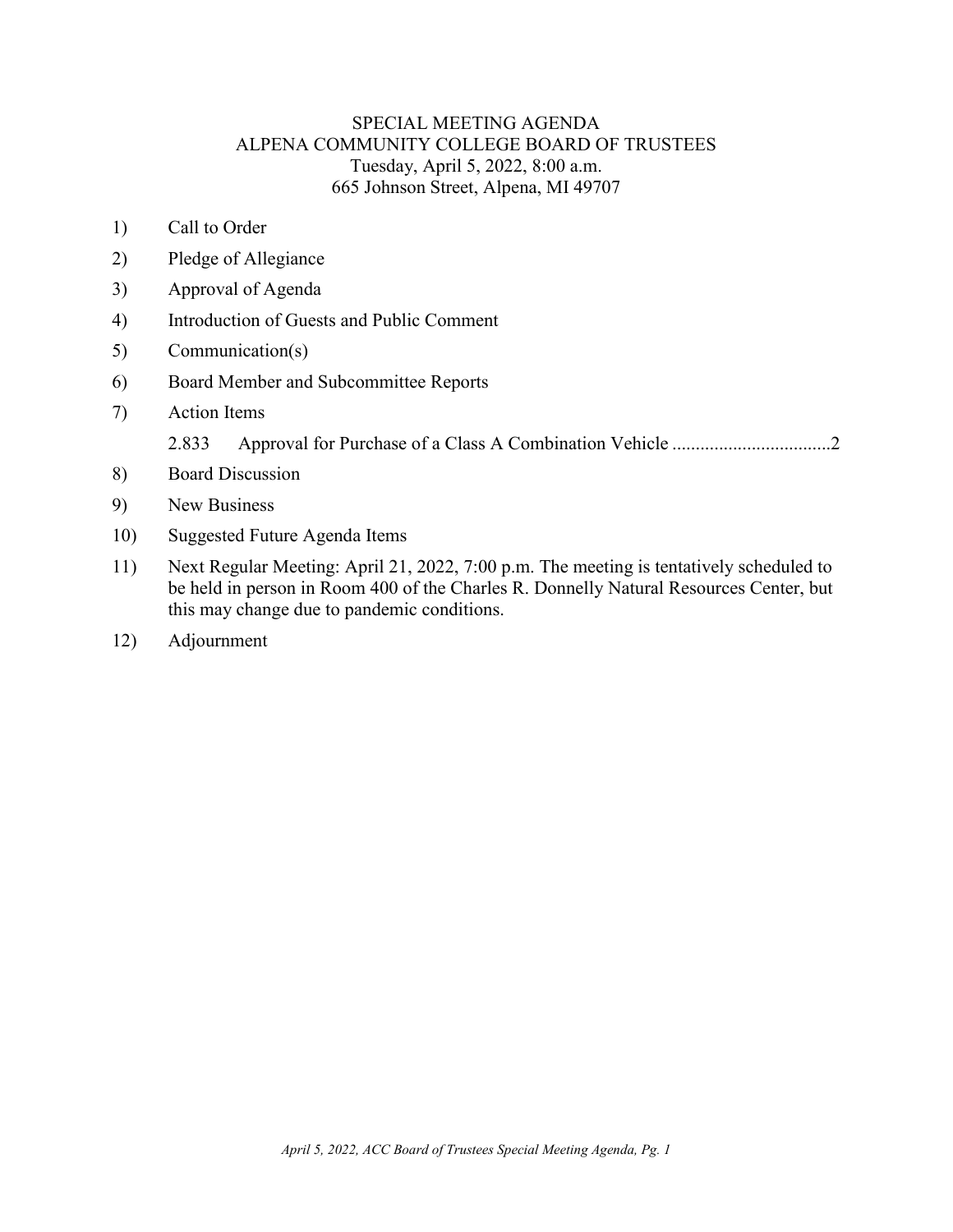# SPECIAL MEETING AGENDA
# ALPENA COMMUNITY COLLEGE BOARD OF TRUSTEES

Tuesday, April 5, 2022, 8:00 a.m.
665 Johnson Street, Alpena, MI 49707

1) Call to Order
2) Pledge of Allegiance
3) Approval of Agenda
4) Introduction of Guests and Public Comment
5) Communication(s)
6) Board Member and Subcommittee Reports
7) Action Items
   - 2.833 Approval for Purchase of a Class A Combination Vehicle ..................................2
8) Board Discussion
9) New Business
10) Suggested Future Agenda Items
11) Next Regular Meeting: April 21, 2022, 7:00 p.m. The meeting is tentatively scheduled to be held in person in Room 400 of the Charles R. Donnelly Natural Resources Center, but this may change due to pandemic conditions.
12) Adjournment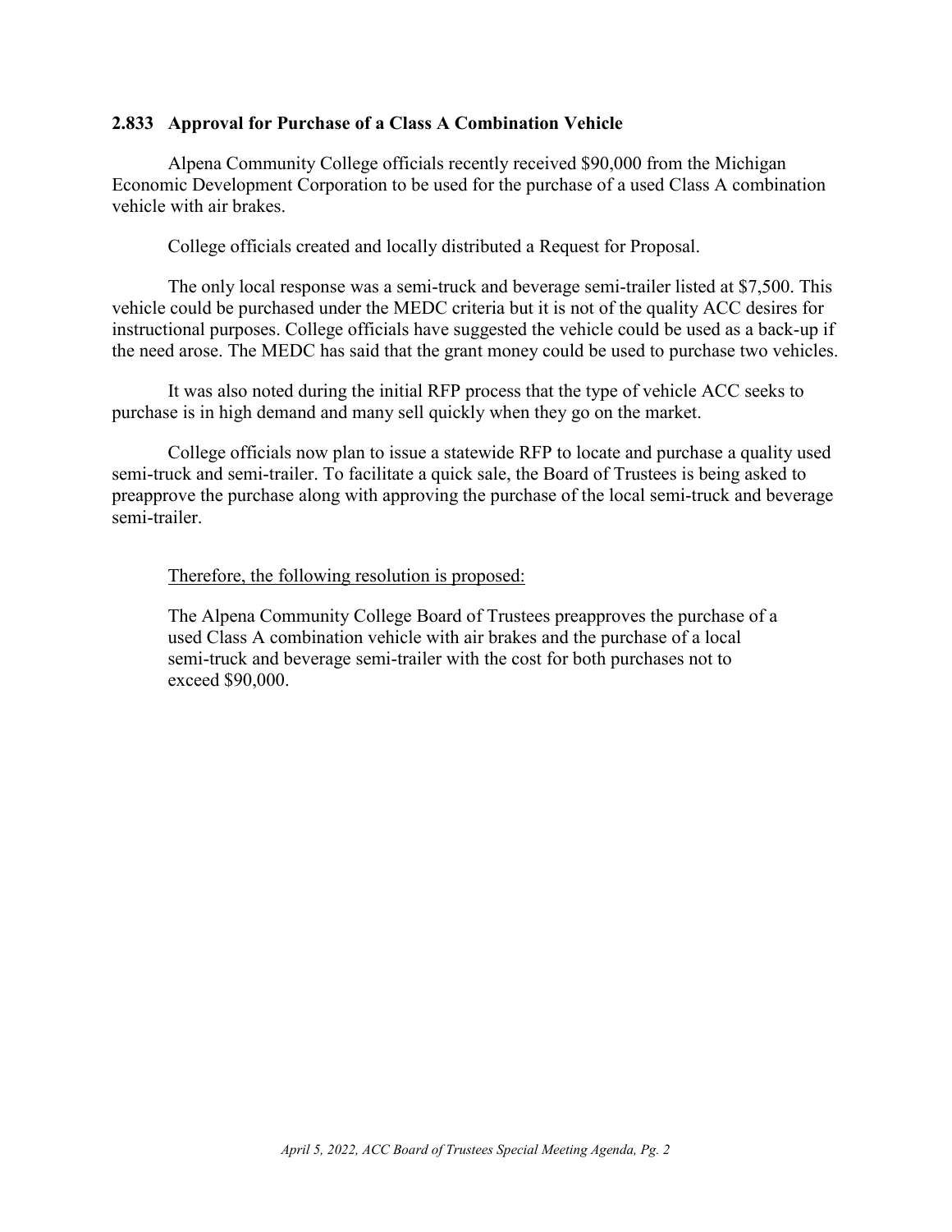### 2.833 Approval for Purchase of a Class A Combination Vehicle

Alpena Community College officials recently received $90,000 from the Michigan Economic Development Corporation to be used for the purchase of a used Class A combination vehicle with air brakes.

College officials created and locally distributed a Request for Proposal.

The only local response was a semi-truck and beverage semi-trailer listed at $7,500. This vehicle could be purchased under the MEDC criteria but it is not of the quality ACC desires for instructional purposes. College officials have suggested the vehicle could be used as a back-up if the need arose. The MEDC has said that the grant money could be used to purchase two vehicles.

It was also noted during the initial RFP process that the type of vehicle ACC seeks to purchase is in high demand and many sell quickly when they go on the market.

College officials now plan to issue a statewide RFP to locate and purchase a quality used semi-truck and semi-trailer. To facilitate a quick sale, the Board of Trustees is being asked to preapprove the purchase along with approving the purchase of the local semi-truck and beverage semi-trailer.

<u>Therefore, the following resolution is proposed:</u>

> The Alpena Community College Board of Trustees preapproves the purchase of a used Class A combination vehicle with air brakes and the purchase of a local semi-truck and beverage semi-trailer with the cost for both purchases not to exceed $90,000.